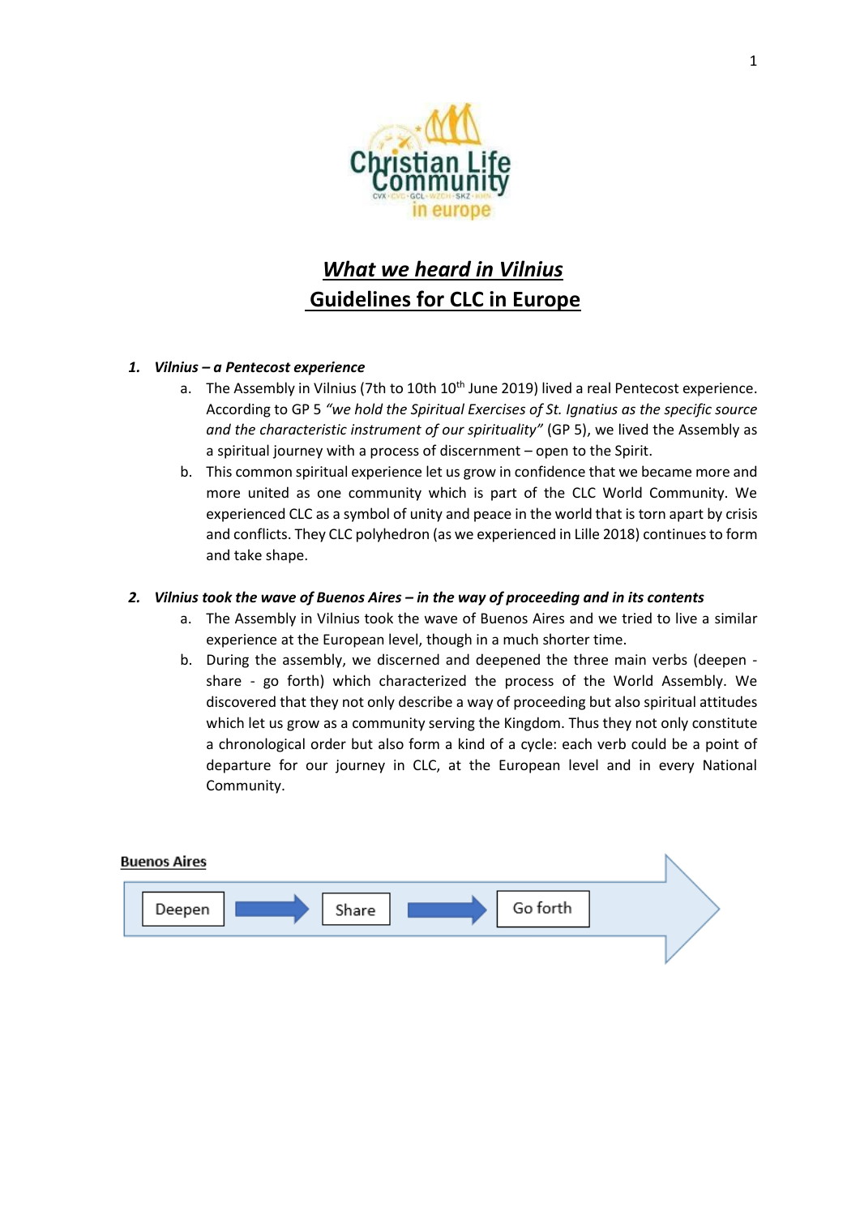# *What we heard in Vilnius*
# Guidelines for CLC in Europe

1. ***Vilnius – a Pentecost experience***
   a. The Assembly in Vilnius (7th to 10th June 2019) lived a real Pentecost experience. According to GP 5 *"we hold the Spiritual Exercises of St. Ignatius as the specific source and the characteristic instrument of our spirituality"* (GP 5), we lived the Assembly as a spiritual journey with a process of discernment – open to the Spirit.
   b. This common spiritual experience let us grow in confidence that we became more and more united as one community which is part of the CLC World Community. We experienced CLC as a symbol of unity and peace in the world that is torn apart by crisis and conflicts. They CLC polyhedron (as we experienced in Lille 2018) continues to form and take shape.

2. ***Vilnius took the wave of Buenos Aires – in the way of proceeding and in its contents***
   a. The Assembly in Vilnius took the wave of Buenos Aires and we tried to live a similar experience at the European level, though in a much shorter time.
   b. During the assembly, we discerned and deepened the three main verbs (deepen - share - go forth) which characterized the process of the World Assembly. We discovered that they not only describe a way of proceeding but also spiritual attitudes which let us grow as a community serving the Kingdom. Thus they not only constitute a chronological order but also form a kind of a cycle: each verb could be a point of departure for our journey in CLC, at the European level and in every National Community.

**Buenos Aires**

Deepen → Share → Go forth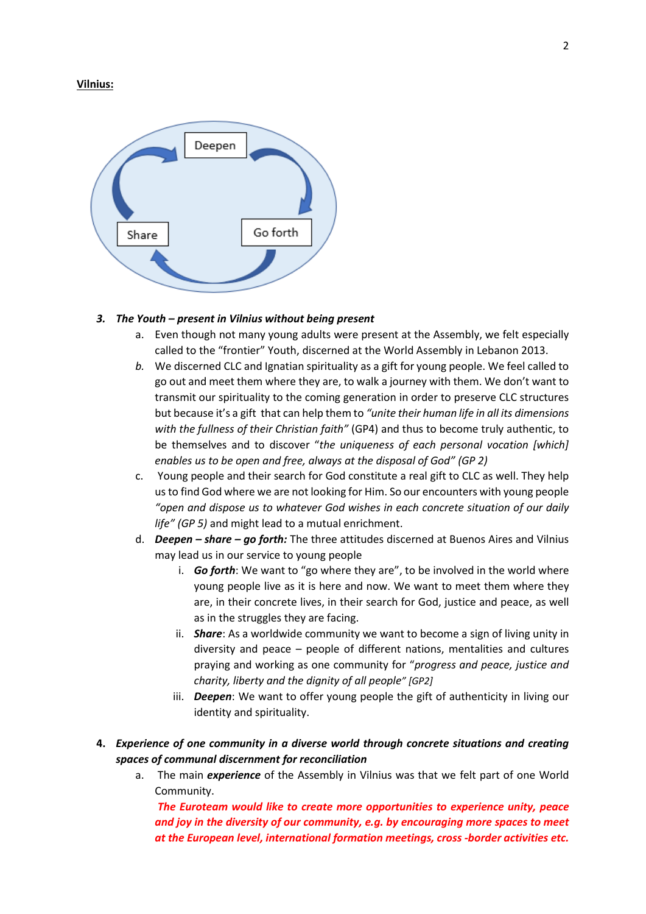**Vilnius:**

Deepen

Share

Go forth

3. ***The Youth – present in Vilnius without being present***

   a. Even though not many young adults were present at the Assembly, we felt especially called to the "frontier" Youth, discerned at the World Assembly in Lebanon 2013.

   b. We discerned CLC and Ignatian spirituality as a gift for young people. We feel called to go out and meet them where they are, to walk a journey with them. We don't want to transmit our spirituality to the coming generation in order to preserve CLC structures but because it's a gift that can help them to *"unite their human life in all its dimensions with the fullness of their Christian faith"* (GP4) and thus to become truly authentic, to be themselves and to discover "*the uniqueness of each personal vocation [which] enables us to be open and free, always at the disposal of God" (GP 2)*

   c. Young people and their search for God constitute a real gift to CLC as well. They help us to find God where we are not looking for Him. So our encounters with young people *"open and dispose us to whatever God wishes in each concrete situation of our daily life" (GP 5)* and might lead to a mutual enrichment.

   d. ***Deepen – share – go forth:*** The three attitudes discerned at Buenos Aires and Vilnius may lead us in our service to young people

      i. ***Go forth***: We want to "go where they are", to be involved in the world where young people live as it is here and now. We want to meet them where they are, in their concrete lives, in their search for God, justice and peace, as well as in the struggles they are facing.

      ii. ***Share***: As a worldwide community we want to become a sign of living unity in diversity and peace – people of different nations, mentalities and cultures praying and working as one community for "*progress and peace, justice and charity, liberty and the dignity of all people" [GP2]*

      iii. ***Deepen***: We want to offer young people the gift of authenticity in living our identity and spirituality.

4. ***Experience of one community in a diverse world through concrete situations and creating spaces of communal discernment for reconciliation***

   a. The main ***experience*** of the Assembly in Vilnius was that we felt part of one World Community.

      ***The Euroteam would like to create more opportunities to experience unity, peace and joy in the diversity of our community, e.g. by encouraging more spaces to meet at the European level, international formation meetings, cross -border activities etc.***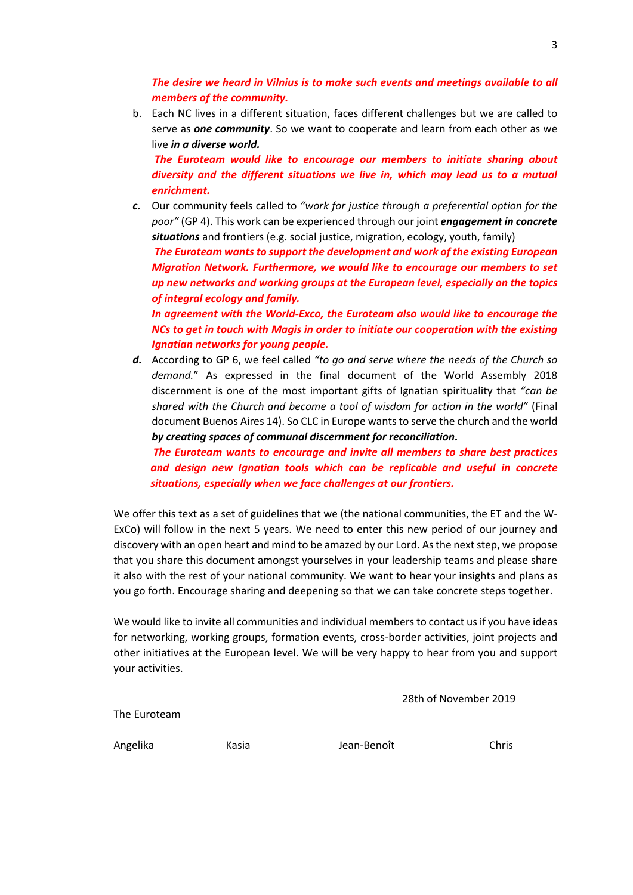***The desire we heard in Vilnius is to make such events and meetings available to all members of the community.***

b. Each NC lives in a different situation, faces different challenges but we are called to serve as ***one community***. So we want to cooperate and learn from each other as we live ***in a diverse world.***

   ***The Euroteam would like to encourage our members to initiate sharing about diversity and the different situations we live in, which may lead us to a mutual enrichment.***

***c.*** Our community feels called to *"work for justice through a preferential option for the poor"* (GP 4). This work can be experienced through our joint ***engagement in concrete situations*** and frontiers (e.g. social justice, migration, ecology, youth, family)

   ***The Euroteam wants to support the development and work of the existing European Migration Network. Furthermore, we would like to encourage our members to set up new networks and working groups at the European level, especially on the topics of integral ecology and family.***

   ***In agreement with the World-Exco, the Euroteam also would like to encourage the NCs to get in touch with Magis in order to initiate our cooperation with the existing Ignatian networks for young people.***

***d.*** According to GP 6, we feel called *"to go and serve where the needs of the Church so demand."* As expressed in the final document of the World Assembly 2018 discernment is one of the most important gifts of Ignatian spirituality that *"can be shared with the Church and become a tool of wisdom for action in the world"* (Final document Buenos Aires 14). So CLC in Europe wants to serve the church and the world ***by creating spaces of communal discernment for reconciliation.***

   ***The Euroteam wants to encourage and invite all members to share best practices and design new Ignatian tools which can be replicable and useful in concrete situations, especially when we face challenges at our frontiers.***

We offer this text as a set of guidelines that we (the national communities, the ET and the W-ExCo) will follow in the next 5 years. We need to enter this new period of our journey and discovery with an open heart and mind to be amazed by our Lord. As the next step, we propose that you share this document amongst yourselves in your leadership teams and please share it also with the rest of your national community. We want to hear your insights and plans as you go forth. Encourage sharing and deepening so that we can take concrete steps together.

We would like to invite all communities and individual members to contact us if you have ideas for networking, working groups, formation events, cross-border activities, joint projects and other initiatives at the European level. We will be very happy to hear from you and support your activities.

28th of November 2019

The Euroteam

Angelika Kasia Jean-Benoît Chris